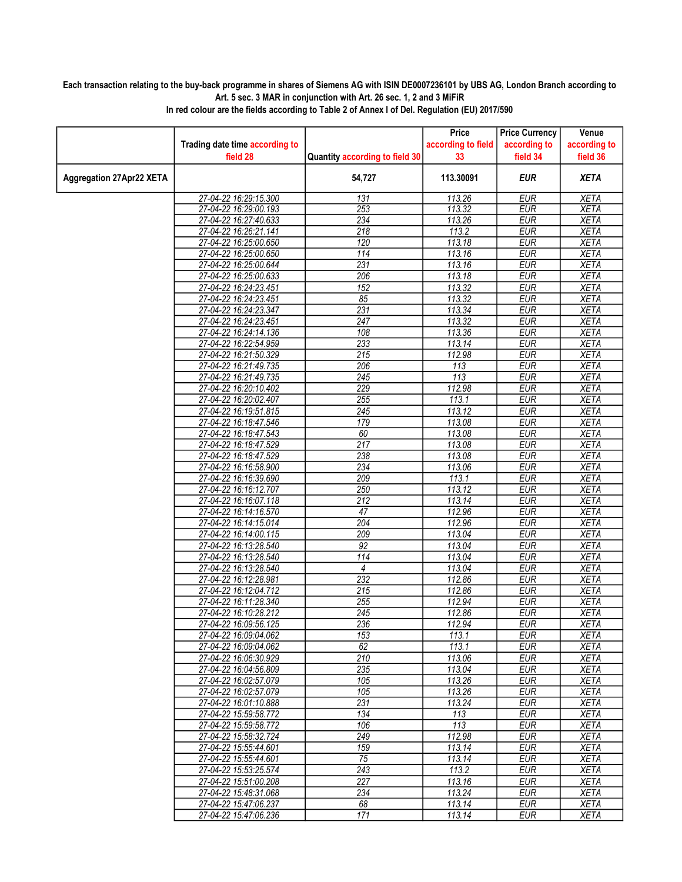**Each transaction relating to the buy-back programme in shares of Siemens AG with ISIN DE0007236101 by UBS AG, London Branch according to Art. 5 sec. 3 MAR in conjunction with Art. 26 sec. 1, 2 and 3 MiFiR**

**In red colour are the fields according to Table 2 of Annex I of Del. Regulation (EU) 2017/590**

| | Trading date time according to field 28 | Quantity according to field 30 | Price according to field 33 | Price Currency according to field 34 | Venue according to field 36 |
|---|---|---|---|---|---|
| **Aggregation 27Apr22 XETA** | | **54,727** | **113.30091** | ***EUR*** | ***XETA*** |
| | 27-04-22 16:29:15.300 | 131 | 113.26 | EUR | XETA |
| | 27-04-22 16:29:00.193 | 253 | 113.32 | EUR | XETA |
| | 27-04-22 16:27:40.633 | 234 | 113.26 | EUR | XETA |
| | 27-04-22 16:26:21.141 | 218 | 113.2 | EUR | XETA |
| | 27-04-22 16:25:00.650 | 120 | 113.18 | EUR | XETA |
| | 27-04-22 16:25:00.650 | 114 | 113.16 | EUR | XETA |
| | 27-04-22 16:25:00.644 | 231 | 113.16 | EUR | XETA |
| | 27-04-22 16:25:00.633 | 206 | 113.18 | EUR | XETA |
| | 27-04-22 16:24:23.451 | 152 | 113.32 | EUR | XETA |
| | 27-04-22 16:24:23.451 | 85 | 113.32 | EUR | XETA |
| | 27-04-22 16:24:23.347 | 231 | 113.34 | EUR | XETA |
| | 27-04-22 16:24:23.451 | 247 | 113.32 | EUR | XETA |
| | 27-04-22 16:24:14.136 | 108 | 113.36 | EUR | XETA |
| | 27-04-22 16:22:54.959 | 233 | 113.14 | EUR | XETA |
| | 27-04-22 16:21:50.329 | 215 | 112.98 | EUR | XETA |
| | 27-04-22 16:21:49.735 | 206 | 113 | EUR | XETA |
| | 27-04-22 16:21:49.735 | 245 | 113 | EUR | XETA |
| | 27-04-22 16:20:10.402 | 229 | 112.98 | EUR | XETA |
| | 27-04-22 16:20:02.407 | 255 | 113.1 | EUR | XETA |
| | 27-04-22 16:19:51.815 | 245 | 113.12 | EUR | XETA |
| | 27-04-22 16:18:47.546 | 179 | 113.08 | EUR | XETA |
| | 27-04-22 16:18:47.543 | 60 | 113.08 | EUR | XETA |
| | 27-04-22 16:18:47.529 | 217 | 113.08 | EUR | XETA |
| | 27-04-22 16:18:47.529 | 238 | 113.08 | EUR | XETA |
| | 27-04-22 16:16:58.900 | 234 | 113.06 | EUR | XETA |
| | 27-04-22 16:16:39.690 | 209 | 113.1 | EUR | XETA |
| | 27-04-22 16:16:12.707 | 250 | 113.12 | EUR | XETA |
| | 27-04-22 16:16:07.118 | 212 | 113.14 | EUR | XETA |
| | 27-04-22 16:14:16.570 | 47 | 112.96 | EUR | XETA |
| | 27-04-22 16:14:15.014 | 204 | 112.96 | EUR | XETA |
| | 27-04-22 16:14:00.115 | 209 | 113.04 | EUR | XETA |
| | 27-04-22 16:13:28.540 | 92 | 113.04 | EUR | XETA |
| | 27-04-22 16:13:28.540 | 114 | 113.04 | EUR | XETA |
| | 27-04-22 16:13:28.540 | 4 | 113.04 | EUR | XETA |
| | 27-04-22 16:12:28.981 | 232 | 112.86 | EUR | XETA |
| | 27-04-22 16:12:04.712 | 215 | 112.86 | EUR | XETA |
| | 27-04-22 16:11:28.340 | 255 | 112.94 | EUR | XETA |
| | 27-04-22 16:10:28.212 | 245 | 112.86 | EUR | XETA |
| | 27-04-22 16:09:56.125 | 236 | 112.94 | EUR | XETA |
| | 27-04-22 16:09:04.062 | 153 | 113.1 | EUR | XETA |
| | 27-04-22 16:09:04.062 | 62 | 113.1 | EUR | XETA |
| | 27-04-22 16:06:30.929 | 210 | 113.06 | EUR | XETA |
| | 27-04-22 16:04:56.809 | 235 | 113.04 | EUR | XETA |
| | 27-04-22 16:02:57.079 | 105 | 113.26 | EUR | XETA |
| | 27-04-22 16:02:57.079 | 105 | 113.26 | EUR | XETA |
| | 27-04-22 16:01:10.888 | 231 | 113.24 | EUR | XETA |
| | 27-04-22 15:59:58.772 | 134 | 113 | EUR | XETA |
| | 27-04-22 15:59:58.772 | 106 | 113 | EUR | XETA |
| | 27-04-22 15:58:32.724 | 249 | 112.98 | EUR | XETA |
| | 27-04-22 15:55:44.601 | 159 | 113.14 | EUR | XETA |
| | 27-04-22 15:55:44.601 | 75 | 113.14 | EUR | XETA |
| | 27-04-22 15:53:25.574 | 243 | 113.2 | EUR | XETA |
| | 27-04-22 15:51:00.208 | 227 | 113.16 | EUR | XETA |
| | 27-04-22 15:48:31.068 | 234 | 113.24 | EUR | XETA |
| | 27-04-22 15:47:06.237 | 68 | 113.14 | EUR | XETA |
| | 27-04-22 15:47:06.236 | 171 | 113.14 | EUR | XETA |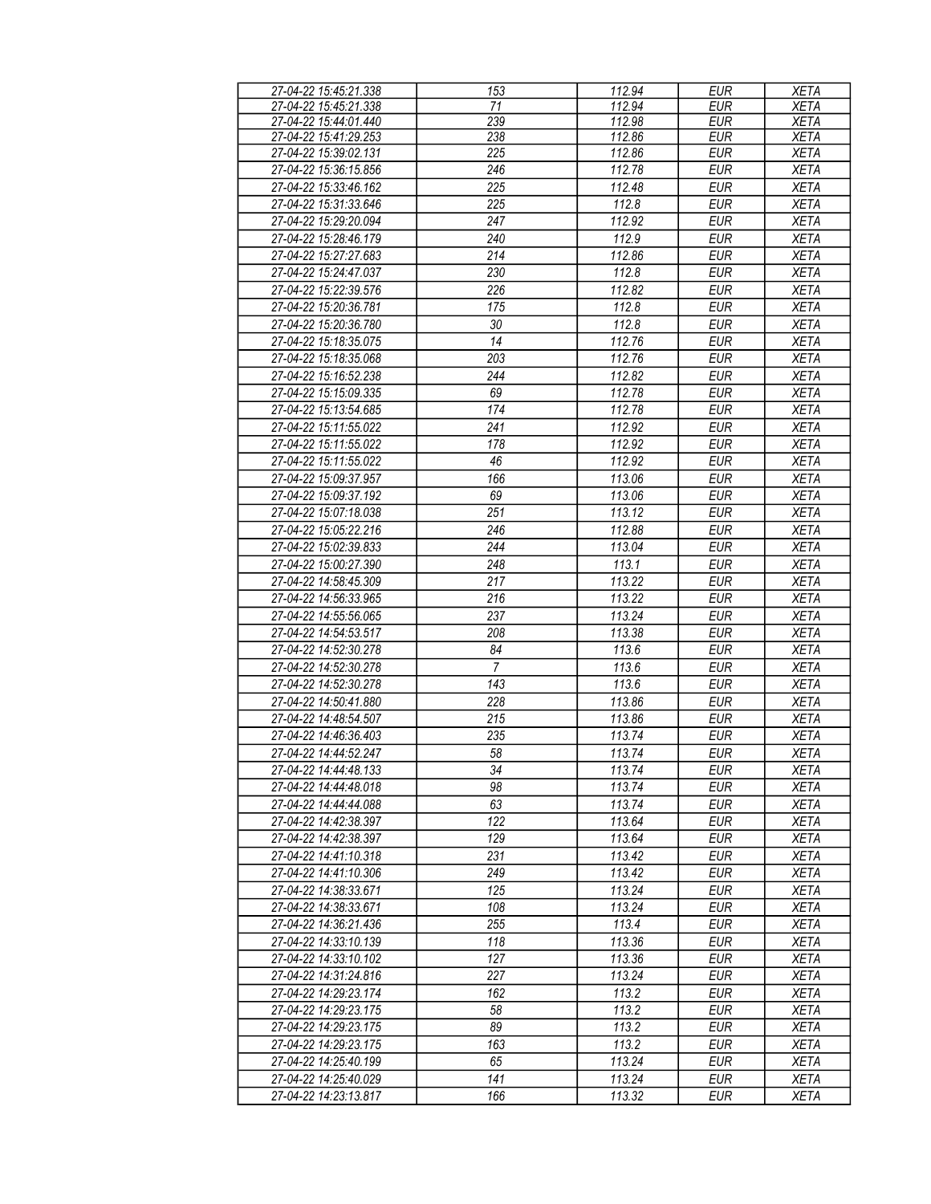| | | | | |
|---|---|---|---|---|
| 27-04-22 15:45:21.338 | 153 | 112.94 | EUR | XETA |
| 27-04-22 15:45:21.338 | 71 | 112.94 | EUR | XETA |
| 27-04-22 15:44:01.440 | 239 | 112.98 | EUR | XETA |
| 27-04-22 15:41:29.253 | 238 | 112.86 | EUR | XETA |
| 27-04-22 15:39:02.131 | 225 | 112.86 | EUR | XETA |
| 27-04-22 15:36:15.856 | 246 | 112.78 | EUR | XETA |
| 27-04-22 15:33:46.162 | 225 | 112.48 | EUR | XETA |
| 27-04-22 15:31:33.646 | 225 | 112.8 | EUR | XETA |
| 27-04-22 15:29:20.094 | 247 | 112.92 | EUR | XETA |
| 27-04-22 15:28:46.179 | 240 | 112.9 | EUR | XETA |
| 27-04-22 15:27:27.683 | 214 | 112.86 | EUR | XETA |
| 27-04-22 15:24:47.037 | 230 | 112.8 | EUR | XETA |
| 27-04-22 15:22:39.576 | 226 | 112.82 | EUR | XETA |
| 27-04-22 15:20:36.781 | 175 | 112.8 | EUR | XETA |
| 27-04-22 15:20:36.780 | 30 | 112.8 | EUR | XETA |
| 27-04-22 15:18:35.075 | 14 | 112.76 | EUR | XETA |
| 27-04-22 15:18:35.068 | 203 | 112.76 | EUR | XETA |
| 27-04-22 15:16:52.238 | 244 | 112.82 | EUR | XETA |
| 27-04-22 15:15:09.335 | 69 | 112.78 | EUR | XETA |
| 27-04-22 15:13:54.685 | 174 | 112.78 | EUR | XETA |
| 27-04-22 15:11:55.022 | 241 | 112.92 | EUR | XETA |
| 27-04-22 15:11:55.022 | 178 | 112.92 | EUR | XETA |
| 27-04-22 15:11:55.022 | 46 | 112.92 | EUR | XETA |
| 27-04-22 15:09:37.957 | 166 | 113.06 | EUR | XETA |
| 27-04-22 15:09:37.192 | 69 | 113.06 | EUR | XETA |
| 27-04-22 15:07:18.038 | 251 | 113.12 | EUR | XETA |
| 27-04-22 15:05:22.216 | 246 | 112.88 | EUR | XETA |
| 27-04-22 15:02:39.833 | 244 | 113.04 | EUR | XETA |
| 27-04-22 15:00:27.390 | 248 | 113.1 | EUR | XETA |
| 27-04-22 14:58:45.309 | 217 | 113.22 | EUR | XETA |
| 27-04-22 14:56:33.965 | 216 | 113.22 | EUR | XETA |
| 27-04-22 14:55:56.065 | 237 | 113.24 | EUR | XETA |
| 27-04-22 14:54:53.517 | 208 | 113.38 | EUR | XETA |
| 27-04-22 14:52:30.278 | 84 | 113.6 | EUR | XETA |
| 27-04-22 14:52:30.278 | 7 | 113.6 | EUR | XETA |
| 27-04-22 14:52:30.278 | 143 | 113.6 | EUR | XETA |
| 27-04-22 14:50:41.880 | 228 | 113.86 | EUR | XETA |
| 27-04-22 14:48:54.507 | 215 | 113.86 | EUR | XETA |
| 27-04-22 14:46:36.403 | 235 | 113.74 | EUR | XETA |
| 27-04-22 14:44:52.247 | 58 | 113.74 | EUR | XETA |
| 27-04-22 14:44:48.133 | 34 | 113.74 | EUR | XETA |
| 27-04-22 14:44:48.018 | 98 | 113.74 | EUR | XETA |
| 27-04-22 14:44:44.088 | 63 | 113.74 | EUR | XETA |
| 27-04-22 14:42:38.397 | 122 | 113.64 | EUR | XETA |
| 27-04-22 14:42:38.397 | 129 | 113.64 | EUR | XETA |
| 27-04-22 14:41:10.318 | 231 | 113.42 | EUR | XETA |
| 27-04-22 14:41:10.306 | 249 | 113.42 | EUR | XETA |
| 27-04-22 14:38:33.671 | 125 | 113.24 | EUR | XETA |
| 27-04-22 14:38:33.671 | 108 | 113.24 | EUR | XETA |
| 27-04-22 14:36:21.436 | 255 | 113.4 | EUR | XETA |
| 27-04-22 14:33:10.139 | 118 | 113.36 | EUR | XETA |
| 27-04-22 14:33:10.102 | 127 | 113.36 | EUR | XETA |
| 27-04-22 14:31:24.816 | 227 | 113.24 | EUR | XETA |
| 27-04-22 14:29:23.174 | 162 | 113.2 | EUR | XETA |
| 27-04-22 14:29:23.175 | 58 | 113.2 | EUR | XETA |
| 27-04-22 14:29:23.175 | 89 | 113.2 | EUR | XETA |
| 27-04-22 14:29:23.175 | 163 | 113.2 | EUR | XETA |
| 27-04-22 14:25:40.199 | 65 | 113.24 | EUR | XETA |
| 27-04-22 14:25:40.029 | 141 | 113.24 | EUR | XETA |
| 27-04-22 14:23:13.817 | 166 | 113.32 | EUR | XETA |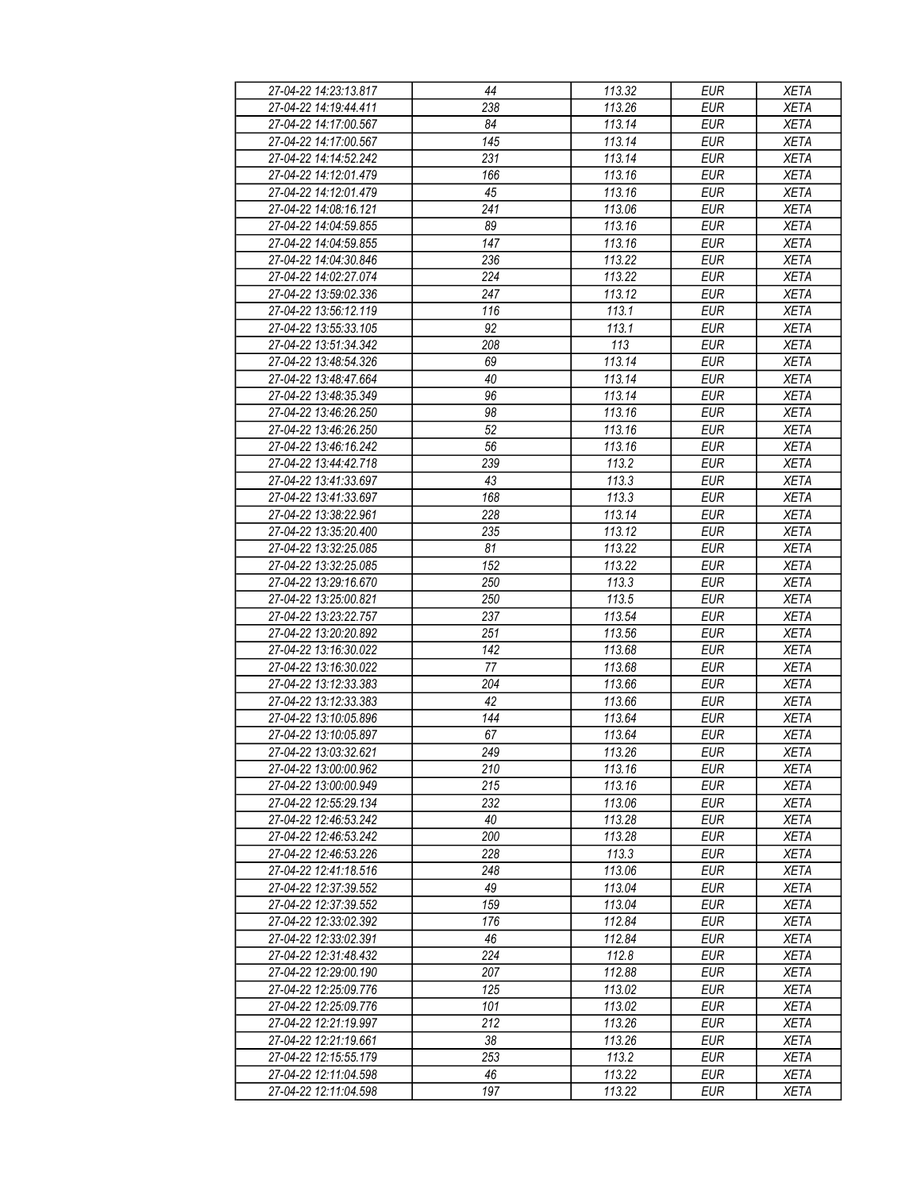| 27-04-22 14:23:13.817 | 44 | 113.32 | EUR | XETA |
|---|---|---|---|---|
| 27-04-22 14:19:44.411 | 238 | 113.26 | EUR | XETA |
| 27-04-22 14:17:00.567 | 84 | 113.14 | EUR | XETA |
| 27-04-22 14:17:00.567 | 145 | 113.14 | EUR | XETA |
| 27-04-22 14:14:52.242 | 231 | 113.14 | EUR | XETA |
| 27-04-22 14:12:01.479 | 166 | 113.16 | EUR | XETA |
| 27-04-22 14:12:01.479 | 45 | 113.16 | EUR | XETA |
| 27-04-22 14:08:16.121 | 241 | 113.06 | EUR | XETA |
| 27-04-22 14:04:59.855 | 89 | 113.16 | EUR | XETA |
| 27-04-22 14:04:59.855 | 147 | 113.16 | EUR | XETA |
| 27-04-22 14:04:30.846 | 236 | 113.22 | EUR | XETA |
| 27-04-22 14:02:27.074 | 224 | 113.22 | EUR | XETA |
| 27-04-22 13:59:02.336 | 247 | 113.12 | EUR | XETA |
| 27-04-22 13:56:12.119 | 116 | 113.1 | EUR | XETA |
| 27-04-22 13:55:33.105 | 92 | 113.1 | EUR | XETA |
| 27-04-22 13:51:34.342 | 208 | 113 | EUR | XETA |
| 27-04-22 13:48:54.326 | 69 | 113.14 | EUR | XETA |
| 27-04-22 13:48:47.664 | 40 | 113.14 | EUR | XETA |
| 27-04-22 13:48:35.349 | 96 | 113.14 | EUR | XETA |
| 27-04-22 13:46:26.250 | 98 | 113.16 | EUR | XETA |
| 27-04-22 13:46:26.250 | 52 | 113.16 | EUR | XETA |
| 27-04-22 13:46:16.242 | 56 | 113.16 | EUR | XETA |
| 27-04-22 13:44:42.718 | 239 | 113.2 | EUR | XETA |
| 27-04-22 13:41:33.697 | 43 | 113.3 | EUR | XETA |
| 27-04-22 13:41:33.697 | 168 | 113.3 | EUR | XETA |
| 27-04-22 13:38:22.961 | 228 | 113.14 | EUR | XETA |
| 27-04-22 13:35:20.400 | 235 | 113.12 | EUR | XETA |
| 27-04-22 13:32:25.085 | 81 | 113.22 | EUR | XETA |
| 27-04-22 13:32:25.085 | 152 | 113.22 | EUR | XETA |
| 27-04-22 13:29:16.670 | 250 | 113.3 | EUR | XETA |
| 27-04-22 13:25:00.821 | 250 | 113.5 | EUR | XETA |
| 27-04-22 13:23:22.757 | 237 | 113.54 | EUR | XETA |
| 27-04-22 13:20:20.892 | 251 | 113.56 | EUR | XETA |
| 27-04-22 13:16:30.022 | 142 | 113.68 | EUR | XETA |
| 27-04-22 13:16:30.022 | 77 | 113.68 | EUR | XETA |
| 27-04-22 13:12:33.383 | 204 | 113.66 | EUR | XETA |
| 27-04-22 13:12:33.383 | 42 | 113.66 | EUR | XETA |
| 27-04-22 13:10:05.896 | 144 | 113.64 | EUR | XETA |
| 27-04-22 13:10:05.897 | 67 | 113.64 | EUR | XETA |
| 27-04-22 13:03:32.621 | 249 | 113.26 | EUR | XETA |
| 27-04-22 13:00:00.962 | 210 | 113.16 | EUR | XETA |
| 27-04-22 13:00:00.949 | 215 | 113.16 | EUR | XETA |
| 27-04-22 12:55:29.134 | 232 | 113.06 | EUR | XETA |
| 27-04-22 12:46:53.242 | 40 | 113.28 | EUR | XETA |
| 27-04-22 12:46:53.242 | 200 | 113.28 | EUR | XETA |
| 27-04-22 12:46:53.226 | 228 | 113.3 | EUR | XETA |
| 27-04-22 12:41:18.516 | 248 | 113.06 | EUR | XETA |
| 27-04-22 12:37:39.552 | 49 | 113.04 | EUR | XETA |
| 27-04-22 12:37:39.552 | 159 | 113.04 | EUR | XETA |
| 27-04-22 12:33:02.392 | 176 | 112.84 | EUR | XETA |
| 27-04-22 12:33:02.391 | 46 | 112.84 | EUR | XETA |
| 27-04-22 12:31:48.432 | 224 | 112.8 | EUR | XETA |
| 27-04-22 12:29:00.190 | 207 | 112.88 | EUR | XETA |
| 27-04-22 12:25:09.776 | 125 | 113.02 | EUR | XETA |
| 27-04-22 12:25:09.776 | 101 | 113.02 | EUR | XETA |
| 27-04-22 12:21:19.997 | 212 | 113.26 | EUR | XETA |
| 27-04-22 12:21:19.661 | 38 | 113.26 | EUR | XETA |
| 27-04-22 12:15:55.179 | 253 | 113.2 | EUR | XETA |
| 27-04-22 12:11:04.598 | 46 | 113.22 | EUR | XETA |
| 27-04-22 12:11:04.598 | 197 | 113.22 | EUR | XETA |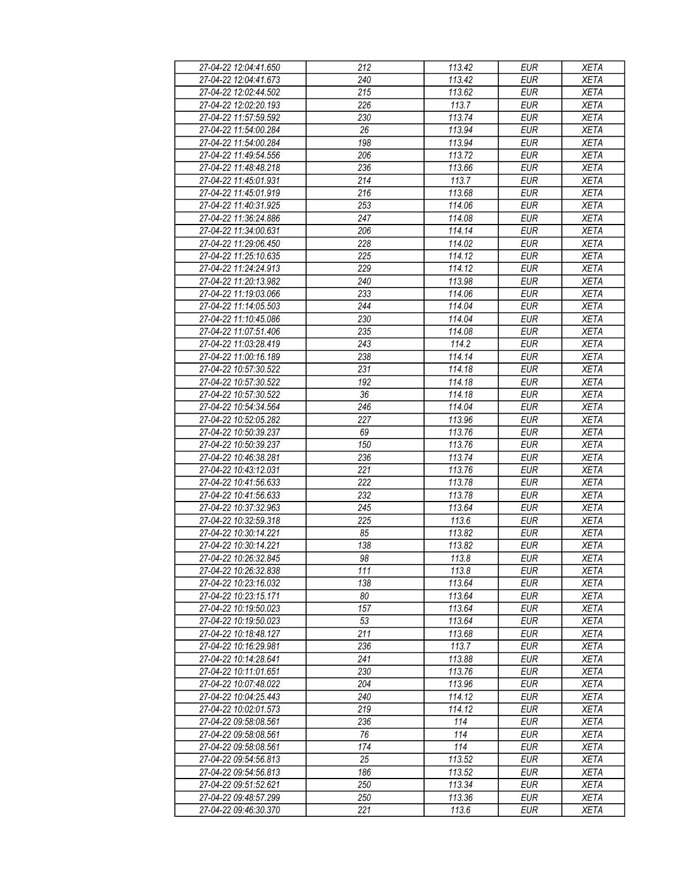| 27-04-22 12:04:41.650 | 212 | 113.42 | EUR | XETA |
|---|---|---|---|---|
| 27-04-22 12:04:41.673 | 240 | 113.42 | EUR | XETA |
| 27-04-22 12:02:44.502 | 215 | 113.62 | EUR | XETA |
| 27-04-22 12:02:20.193 | 226 | 113.7 | EUR | XETA |
| 27-04-22 11:57:59.592 | 230 | 113.74 | EUR | XETA |
| 27-04-22 11:54:00.284 | 26 | 113.94 | EUR | XETA |
| 27-04-22 11:54:00.284 | 198 | 113.94 | EUR | XETA |
| 27-04-22 11:49:54.556 | 206 | 113.72 | EUR | XETA |
| 27-04-22 11:48:48.218 | 236 | 113.66 | EUR | XETA |
| 27-04-22 11:45:01.931 | 214 | 113.7 | EUR | XETA |
| 27-04-22 11:45:01.919 | 216 | 113.68 | EUR | XETA |
| 27-04-22 11:40:31.925 | 253 | 114.06 | EUR | XETA |
| 27-04-22 11:36:24.886 | 247 | 114.08 | EUR | XETA |
| 27-04-22 11:34:00.631 | 206 | 114.14 | EUR | XETA |
| 27-04-22 11:29:06.450 | 228 | 114.02 | EUR | XETA |
| 27-04-22 11:25:10.635 | 225 | 114.12 | EUR | XETA |
| 27-04-22 11:24:24.913 | 229 | 114.12 | EUR | XETA |
| 27-04-22 11:20:13.982 | 240 | 113.98 | EUR | XETA |
| 27-04-22 11:19:03.066 | 233 | 114.06 | EUR | XETA |
| 27-04-22 11:14:05.503 | 244 | 114.04 | EUR | XETA |
| 27-04-22 11:10:45.086 | 230 | 114.04 | EUR | XETA |
| 27-04-22 11:07:51.406 | 235 | 114.08 | EUR | XETA |
| 27-04-22 11:03:28.419 | 243 | 114.2 | EUR | XETA |
| 27-04-22 11:00:16.189 | 238 | 114.14 | EUR | XETA |
| 27-04-22 10:57:30.522 | 231 | 114.18 | EUR | XETA |
| 27-04-22 10:57:30.522 | 192 | 114.18 | EUR | XETA |
| 27-04-22 10:57:30.522 | 36 | 114.18 | EUR | XETA |
| 27-04-22 10:54:34.564 | 246 | 114.04 | EUR | XETA |
| 27-04-22 10:52:05.282 | 227 | 113.96 | EUR | XETA |
| 27-04-22 10:50:39.237 | 69 | 113.76 | EUR | XETA |
| 27-04-22 10:50:39.237 | 150 | 113.76 | EUR | XETA |
| 27-04-22 10:46:38.281 | 236 | 113.74 | EUR | XETA |
| 27-04-22 10:43:12.031 | 221 | 113.76 | EUR | XETA |
| 27-04-22 10:41:56.633 | 222 | 113.78 | EUR | XETA |
| 27-04-22 10:41:56.633 | 232 | 113.78 | EUR | XETA |
| 27-04-22 10:37:32.963 | 245 | 113.64 | EUR | XETA |
| 27-04-22 10:32:59.318 | 225 | 113.6 | EUR | XETA |
| 27-04-22 10:30:14.221 | 85 | 113.82 | EUR | XETA |
| 27-04-22 10:30:14.221 | 138 | 113.82 | EUR | XETA |
| 27-04-22 10:26:32.845 | 98 | 113.8 | EUR | XETA |
| 27-04-22 10:26:32.838 | 111 | 113.8 | EUR | XETA |
| 27-04-22 10:23:16.032 | 138 | 113.64 | EUR | XETA |
| 27-04-22 10:23:15.171 | 80 | 113.64 | EUR | XETA |
| 27-04-22 10:19:50.023 | 157 | 113.64 | EUR | XETA |
| 27-04-22 10:19:50.023 | 53 | 113.64 | EUR | XETA |
| 27-04-22 10:18:48.127 | 211 | 113.68 | EUR | XETA |
| 27-04-22 10:16:29.981 | 236 | 113.7 | EUR | XETA |
| 27-04-22 10:14:28.641 | 241 | 113.88 | EUR | XETA |
| 27-04-22 10:11:01.651 | 230 | 113.76 | EUR | XETA |
| 27-04-22 10:07:48.022 | 204 | 113.96 | EUR | XETA |
| 27-04-22 10:04:25.443 | 240 | 114.12 | EUR | XETA |
| 27-04-22 10:02:01.573 | 219 | 114.12 | EUR | XETA |
| 27-04-22 09:58:08.561 | 236 | 114 | EUR | XETA |
| 27-04-22 09:58:08.561 | 76 | 114 | EUR | XETA |
| 27-04-22 09:58:08.561 | 174 | 114 | EUR | XETA |
| 27-04-22 09:54:56.813 | 25 | 113.52 | EUR | XETA |
| 27-04-22 09:54:56.813 | 186 | 113.52 | EUR | XETA |
| 27-04-22 09:51:52.621 | 250 | 113.34 | EUR | XETA |
| 27-04-22 09:48:57.299 | 250 | 113.36 | EUR | XETA |
| 27-04-22 09:46:30.370 | 221 | 113.6 | EUR | XETA |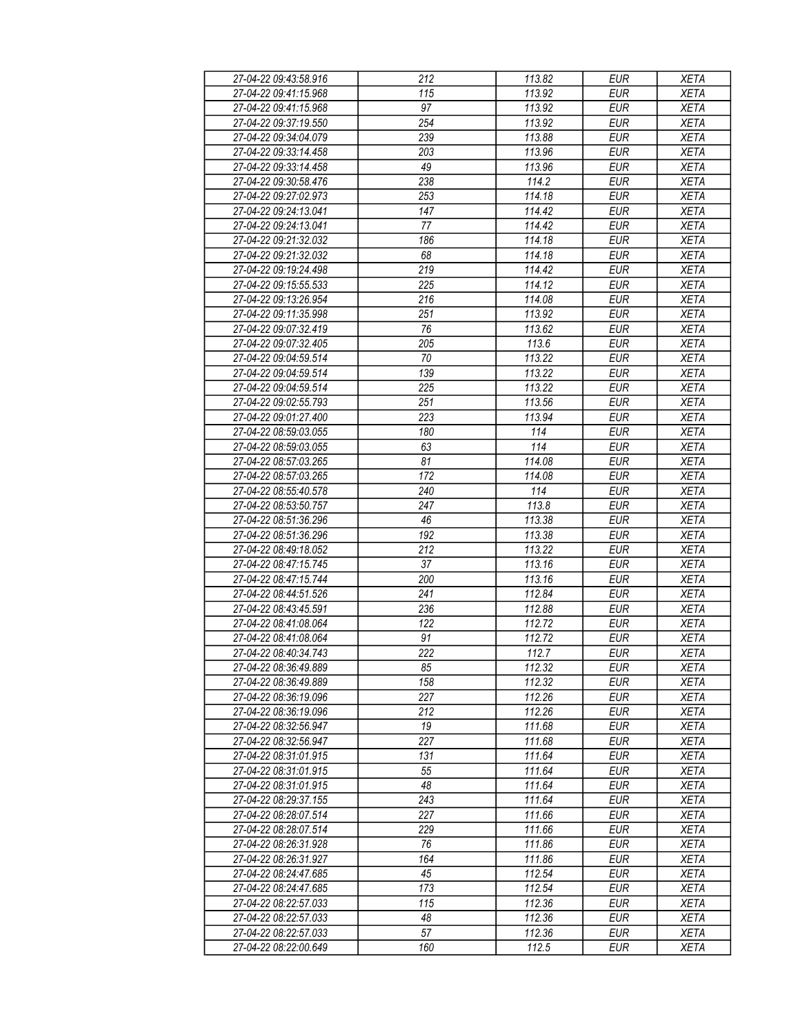| 27-04-22 09:43:58.916 | 212 | 113.82 | EUR | XETA |
|---|---|---|---|---|
| 27-04-22 09:41:15.968 | 115 | 113.92 | EUR | XETA |
| 27-04-22 09:41:15.968 | 97 | 113.92 | EUR | XETA |
| 27-04-22 09:37:19.550 | 254 | 113.92 | EUR | XETA |
| 27-04-22 09:34:04.079 | 239 | 113.88 | EUR | XETA |
| 27-04-22 09:33:14.458 | 203 | 113.96 | EUR | XETA |
| 27-04-22 09:33:14.458 | 49 | 113.96 | EUR | XETA |
| 27-04-22 09:30:58.476 | 238 | 114.2 | EUR | XETA |
| 27-04-22 09:27:02.973 | 253 | 114.18 | EUR | XETA |
| 27-04-22 09:24:13.041 | 147 | 114.42 | EUR | XETA |
| 27-04-22 09:24:13.041 | 77 | 114.42 | EUR | XETA |
| 27-04-22 09:21:32.032 | 186 | 114.18 | EUR | XETA |
| 27-04-22 09:21:32.032 | 68 | 114.18 | EUR | XETA |
| 27-04-22 09:19:24.498 | 219 | 114.42 | EUR | XETA |
| 27-04-22 09:15:55.533 | 225 | 114.12 | EUR | XETA |
| 27-04-22 09:13:26.954 | 216 | 114.08 | EUR | XETA |
| 27-04-22 09:11:35.998 | 251 | 113.92 | EUR | XETA |
| 27-04-22 09:07:32.419 | 76 | 113.62 | EUR | XETA |
| 27-04-22 09:07:32.405 | 205 | 113.6 | EUR | XETA |
| 27-04-22 09:04:59.514 | 70 | 113.22 | EUR | XETA |
| 27-04-22 09:04:59.514 | 139 | 113.22 | EUR | XETA |
| 27-04-22 09:04:59.514 | 225 | 113.22 | EUR | XETA |
| 27-04-22 09:02:55.793 | 251 | 113.56 | EUR | XETA |
| 27-04-22 09:01:27.400 | 223 | 113.94 | EUR | XETA |
| 27-04-22 08:59:03.055 | 180 | 114 | EUR | XETA |
| 27-04-22 08:59:03.055 | 63 | 114 | EUR | XETA |
| 27-04-22 08:57:03.265 | 81 | 114.08 | EUR | XETA |
| 27-04-22 08:57:03.265 | 172 | 114.08 | EUR | XETA |
| 27-04-22 08:55:40.578 | 240 | 114 | EUR | XETA |
| 27-04-22 08:53:50.757 | 247 | 113.8 | EUR | XETA |
| 27-04-22 08:51:36.296 | 46 | 113.38 | EUR | XETA |
| 27-04-22 08:51:36.296 | 192 | 113.38 | EUR | XETA |
| 27-04-22 08:49:18.052 | 212 | 113.22 | EUR | XETA |
| 27-04-22 08:47:15.745 | 37 | 113.16 | EUR | XETA |
| 27-04-22 08:47:15.744 | 200 | 113.16 | EUR | XETA |
| 27-04-22 08:44:51.526 | 241 | 112.84 | EUR | XETA |
| 27-04-22 08:43:45.591 | 236 | 112.88 | EUR | XETA |
| 27-04-22 08:41:08.064 | 122 | 112.72 | EUR | XETA |
| 27-04-22 08:41:08.064 | 91 | 112.72 | EUR | XETA |
| 27-04-22 08:40:34.743 | 222 | 112.7 | EUR | XETA |
| 27-04-22 08:36:49.889 | 85 | 112.32 | EUR | XETA |
| 27-04-22 08:36:49.889 | 158 | 112.32 | EUR | XETA |
| 27-04-22 08:36:19.096 | 227 | 112.26 | EUR | XETA |
| 27-04-22 08:36:19.096 | 212 | 112.26 | EUR | XETA |
| 27-04-22 08:32:56.947 | 19 | 111.68 | EUR | XETA |
| 27-04-22 08:32:56.947 | 227 | 111.68 | EUR | XETA |
| 27-04-22 08:31:01.915 | 131 | 111.64 | EUR | XETA |
| 27-04-22 08:31:01.915 | 55 | 111.64 | EUR | XETA |
| 27-04-22 08:31:01.915 | 48 | 111.64 | EUR | XETA |
| 27-04-22 08:29:37.155 | 243 | 111.64 | EUR | XETA |
| 27-04-22 08:28:07.514 | 227 | 111.66 | EUR | XETA |
| 27-04-22 08:28:07.514 | 229 | 111.66 | EUR | XETA |
| 27-04-22 08:26:31.928 | 76 | 111.86 | EUR | XETA |
| 27-04-22 08:26:31.927 | 164 | 111.86 | EUR | XETA |
| 27-04-22 08:24:47.685 | 45 | 112.54 | EUR | XETA |
| 27-04-22 08:24:47.685 | 173 | 112.54 | EUR | XETA |
| 27-04-22 08:22:57.033 | 115 | 112.36 | EUR | XETA |
| 27-04-22 08:22:57.033 | 48 | 112.36 | EUR | XETA |
| 27-04-22 08:22:57.033 | 57 | 112.36 | EUR | XETA |
| 27-04-22 08:22:00.649 | 160 | 112.5 | EUR | XETA |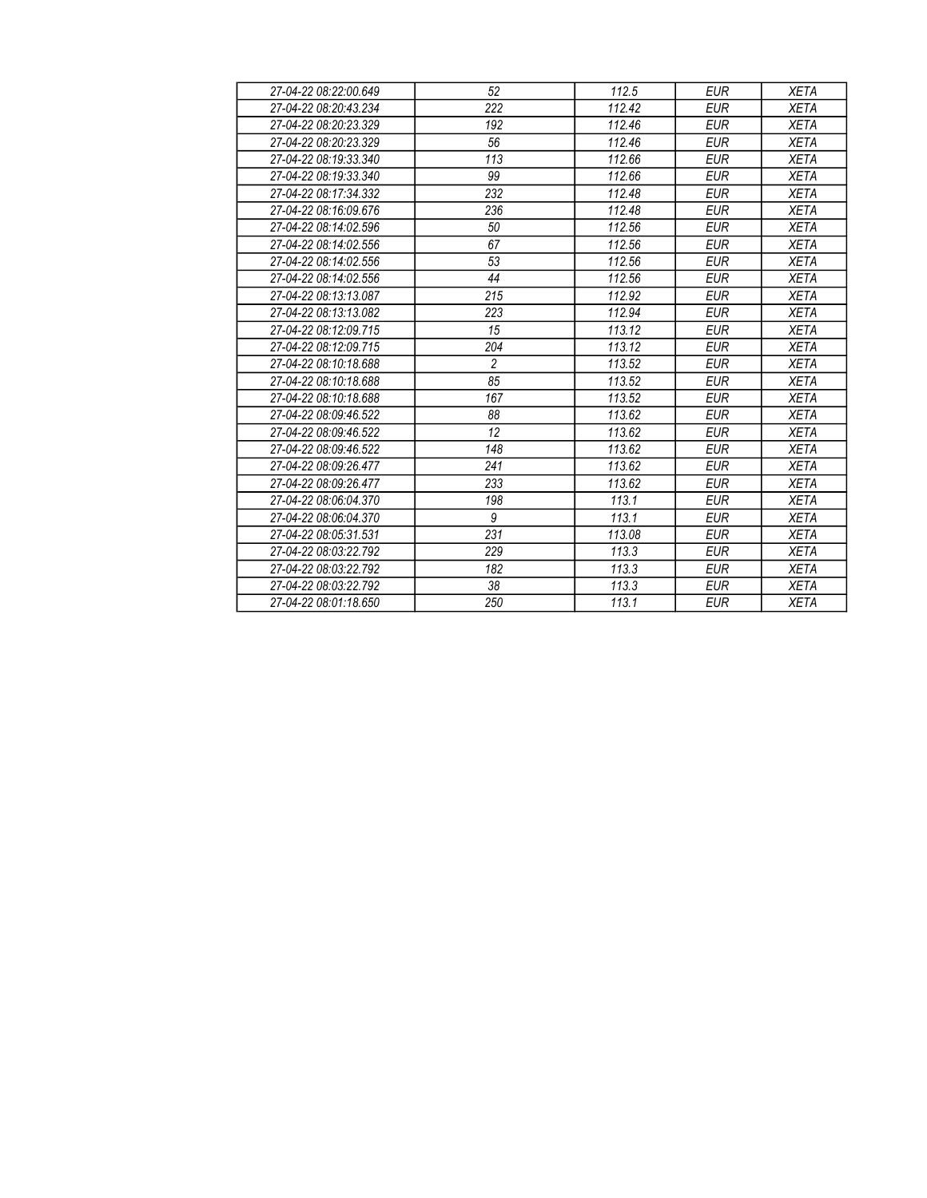| 27-04-22 08:22:00.649 | 52 | 112.5 | EUR | XETA |
|---|---|---|---|---|
| 27-04-22 08:20:43.234 | 222 | 112.42 | EUR | XETA |
| 27-04-22 08:20:23.329 | 192 | 112.46 | EUR | XETA |
| 27-04-22 08:20:23.329 | 56 | 112.46 | EUR | XETA |
| 27-04-22 08:19:33.340 | 113 | 112.66 | EUR | XETA |
| 27-04-22 08:19:33.340 | 99 | 112.66 | EUR | XETA |
| 27-04-22 08:17:34.332 | 232 | 112.48 | EUR | XETA |
| 27-04-22 08:16:09.676 | 236 | 112.48 | EUR | XETA |
| 27-04-22 08:14:02.596 | 50 | 112.56 | EUR | XETA |
| 27-04-22 08:14:02.556 | 67 | 112.56 | EUR | XETA |
| 27-04-22 08:14:02.556 | 53 | 112.56 | EUR | XETA |
| 27-04-22 08:14:02.556 | 44 | 112.56 | EUR | XETA |
| 27-04-22 08:13:13.087 | 215 | 112.92 | EUR | XETA |
| 27-04-22 08:13:13.082 | 223 | 112.94 | EUR | XETA |
| 27-04-22 08:12:09.715 | 15 | 113.12 | EUR | XETA |
| 27-04-22 08:12:09.715 | 204 | 113.12 | EUR | XETA |
| 27-04-22 08:10:18.688 | 2 | 113.52 | EUR | XETA |
| 27-04-22 08:10:18.688 | 85 | 113.52 | EUR | XETA |
| 27-04-22 08:10:18.688 | 167 | 113.52 | EUR | XETA |
| 27-04-22 08:09:46.522 | 88 | 113.62 | EUR | XETA |
| 27-04-22 08:09:46.522 | 12 | 113.62 | EUR | XETA |
| 27-04-22 08:09:46.522 | 148 | 113.62 | EUR | XETA |
| 27-04-22 08:09:26.477 | 241 | 113.62 | EUR | XETA |
| 27-04-22 08:09:26.477 | 233 | 113.62 | EUR | XETA |
| 27-04-22 08:06:04.370 | 198 | 113.1 | EUR | XETA |
| 27-04-22 08:06:04.370 | 9 | 113.1 | EUR | XETA |
| 27-04-22 08:05:31.531 | 231 | 113.08 | EUR | XETA |
| 27-04-22 08:03:22.792 | 229 | 113.3 | EUR | XETA |
| 27-04-22 08:03:22.792 | 182 | 113.3 | EUR | XETA |
| 27-04-22 08:03:22.792 | 38 | 113.3 | EUR | XETA |
| 27-04-22 08:01:18.650 | 250 | 113.1 | EUR | XETA |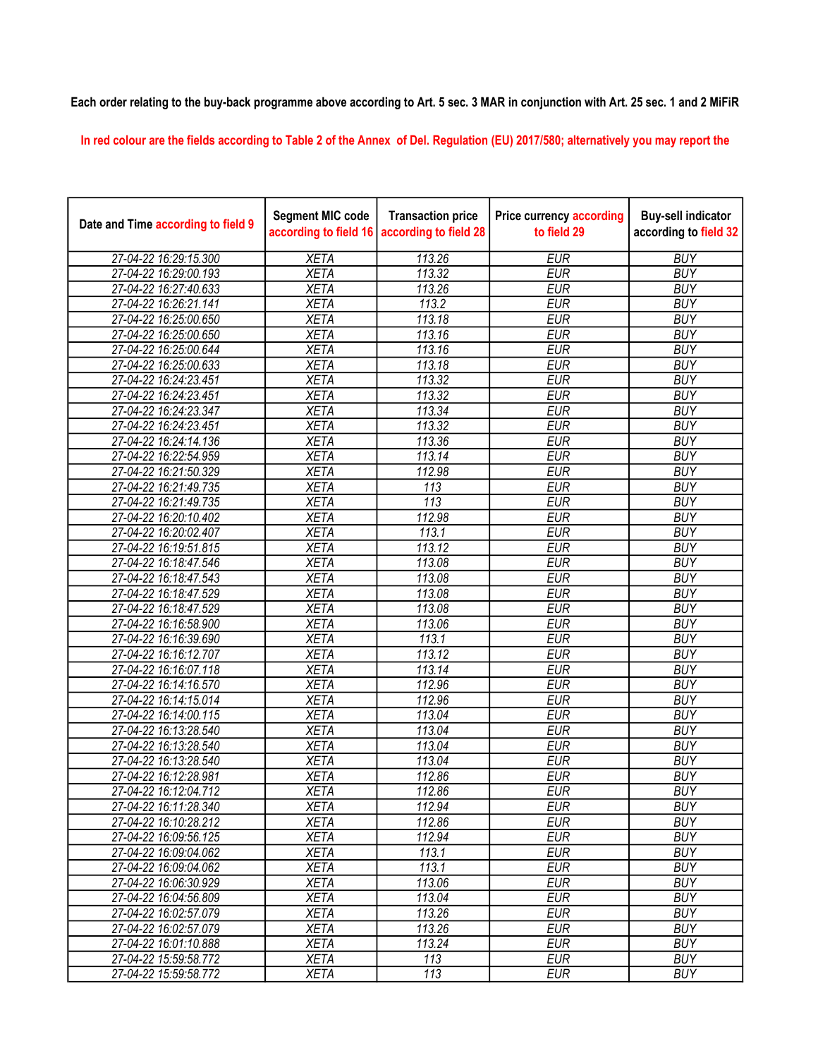**Each order relating to the buy-back programme above according to Art. 5 sec. 3 MAR in conjunction with Art. 25 sec. 1 and 2 MiFiR**

In red colour are the fields according to Table 2 of the Annex of Del. Regulation (EU) 2017/580; alternatively you may report the

| Date and Time according to field 9 | Segment MIC code according to field 16 | Transaction price according to field 28 | Price currency according to field 29 | Buy-sell indicator according to field 32 |
|---|---|---|---|---|
| 27-04-22 16:29:15.300 | XETA | 113.26 | EUR | BUY |
| 27-04-22 16:29:00.193 | XETA | 113.32 | EUR | BUY |
| 27-04-22 16:27:40.633 | XETA | 113.26 | EUR | BUY |
| 27-04-22 16:26:21.141 | XETA | 113.2 | EUR | BUY |
| 27-04-22 16:25:00.650 | XETA | 113.18 | EUR | BUY |
| 27-04-22 16:25:00.650 | XETA | 113.16 | EUR | BUY |
| 27-04-22 16:25:00.644 | XETA | 113.16 | EUR | BUY |
| 27-04-22 16:25:00.633 | XETA | 113.18 | EUR | BUY |
| 27-04-22 16:24:23.451 | XETA | 113.32 | EUR | BUY |
| 27-04-22 16:24:23.451 | XETA | 113.32 | EUR | BUY |
| 27-04-22 16:24:23.347 | XETA | 113.34 | EUR | BUY |
| 27-04-22 16:24:23.451 | XETA | 113.32 | EUR | BUY |
| 27-04-22 16:24:14.136 | XETA | 113.36 | EUR | BUY |
| 27-04-22 16:22:54.959 | XETA | 113.14 | EUR | BUY |
| 27-04-22 16:21:50.329 | XETA | 112.98 | EUR | BUY |
| 27-04-22 16:21:49.735 | XETA | 113 | EUR | BUY |
| 27-04-22 16:21:49.735 | XETA | 113 | EUR | BUY |
| 27-04-22 16:20:10.402 | XETA | 112.98 | EUR | BUY |
| 27-04-22 16:20:02.407 | XETA | 113.1 | EUR | BUY |
| 27-04-22 16:19:51.815 | XETA | 113.12 | EUR | BUY |
| 27-04-22 16:18:47.546 | XETA | 113.08 | EUR | BUY |
| 27-04-22 16:18:47.543 | XETA | 113.08 | EUR | BUY |
| 27-04-22 16:18:47.529 | XETA | 113.08 | EUR | BUY |
| 27-04-22 16:18:47.529 | XETA | 113.08 | EUR | BUY |
| 27-04-22 16:16:58.900 | XETA | 113.06 | EUR | BUY |
| 27-04-22 16:16:39.690 | XETA | 113.1 | EUR | BUY |
| 27-04-22 16:16:12.707 | XETA | 113.12 | EUR | BUY |
| 27-04-22 16:16:07.118 | XETA | 113.14 | EUR | BUY |
| 27-04-22 16:14:16.570 | XETA | 112.96 | EUR | BUY |
| 27-04-22 16:14:15.014 | XETA | 112.96 | EUR | BUY |
| 27-04-22 16:14:00.115 | XETA | 113.04 | EUR | BUY |
| 27-04-22 16:13:28.540 | XETA | 113.04 | EUR | BUY |
| 27-04-22 16:13:28.540 | XETA | 113.04 | EUR | BUY |
| 27-04-22 16:13:28.540 | XETA | 113.04 | EUR | BUY |
| 27-04-22 16:12:28.981 | XETA | 112.86 | EUR | BUY |
| 27-04-22 16:12:04.712 | XETA | 112.86 | EUR | BUY |
| 27-04-22 16:11:28.340 | XETA | 112.94 | EUR | BUY |
| 27-04-22 16:10:28.212 | XETA | 112.86 | EUR | BUY |
| 27-04-22 16:09:56.125 | XETA | 112.94 | EUR | BUY |
| 27-04-22 16:09:04.062 | XETA | 113.1 | EUR | BUY |
| 27-04-22 16:09:04.062 | XETA | 113.1 | EUR | BUY |
| 27-04-22 16:06:30.929 | XETA | 113.06 | EUR | BUY |
| 27-04-22 16:04:56.809 | XETA | 113.04 | EUR | BUY |
| 27-04-22 16:02:57.079 | XETA | 113.26 | EUR | BUY |
| 27-04-22 16:02:57.079 | XETA | 113.26 | EUR | BUY |
| 27-04-22 16:01:10.888 | XETA | 113.24 | EUR | BUY |
| 27-04-22 15:59:58.772 | XETA | 113 | EUR | BUY |
| 27-04-22 15:59:58.772 | XETA | 113 | EUR | BUY |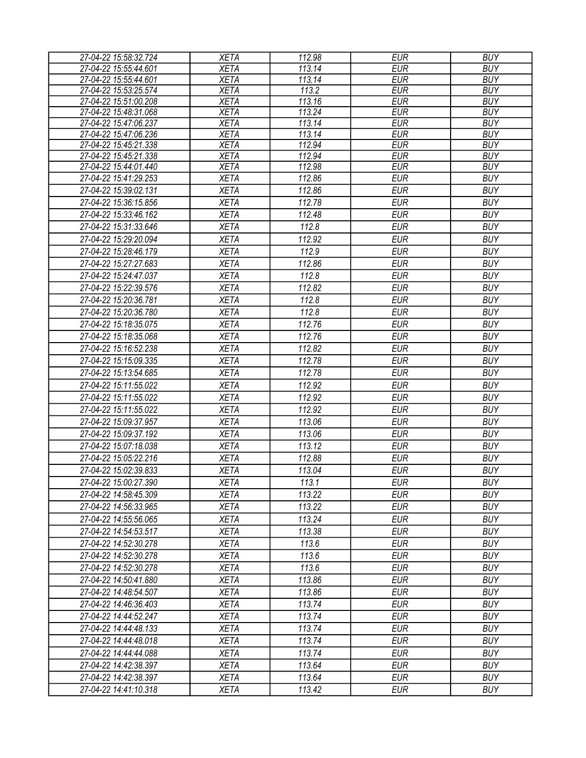| 27-04-22 15:58:32.724 | XETA | 112.98 | EUR | BUY |
|---|---|---|---|---|
| 27-04-22 15:55:44.601 | XETA | 113.14 | EUR | BUY |
| 27-04-22 15:55:44.601 | XETA | 113.14 | EUR | BUY |
| 27-04-22 15:53:25.574 | XETA | 113.2 | EUR | BUY |
| 27-04-22 15:51:00.208 | XETA | 113.16 | EUR | BUY |
| 27-04-22 15:48:31.068 | XETA | 113.24 | EUR | BUY |
| 27-04-22 15:47:06.237 | XETA | 113.14 | EUR | BUY |
| 27-04-22 15:47:06.236 | XETA | 113.14 | EUR | BUY |
| 27-04-22 15:45:21.338 | XETA | 112.94 | EUR | BUY |
| 27-04-22 15:45:21.338 | XETA | 112.94 | EUR | BUY |
| 27-04-22 15:44:01.440 | XETA | 112.98 | EUR | BUY |
| 27-04-22 15:41:29.253 | XETA | 112.86 | EUR | BUY |
| 27-04-22 15:39:02.131 | XETA | 112.86 | EUR | BUY |
| 27-04-22 15:36:15.856 | XETA | 112.78 | EUR | BUY |
| 27-04-22 15:33:46.162 | XETA | 112.48 | EUR | BUY |
| 27-04-22 15:31:33.646 | XETA | 112.8 | EUR | BUY |
| 27-04-22 15:29:20.094 | XETA | 112.92 | EUR | BUY |
| 27-04-22 15:28:46.179 | XETA | 112.9 | EUR | BUY |
| 27-04-22 15:27:27.683 | XETA | 112.86 | EUR | BUY |
| 27-04-22 15:24:47.037 | XETA | 112.8 | EUR | BUY |
| 27-04-22 15:22:39.576 | XETA | 112.82 | EUR | BUY |
| 27-04-22 15:20:36.781 | XETA | 112.8 | EUR | BUY |
| 27-04-22 15:20:36.780 | XETA | 112.8 | EUR | BUY |
| 27-04-22 15:18:35.075 | XETA | 112.76 | EUR | BUY |
| 27-04-22 15:18:35.068 | XETA | 112.76 | EUR | BUY |
| 27-04-22 15:16:52.238 | XETA | 112.82 | EUR | BUY |
| 27-04-22 15:15:09.335 | XETA | 112.78 | EUR | BUY |
| 27-04-22 15:13:54.685 | XETA | 112.78 | EUR | BUY |
| 27-04-22 15:11:55.022 | XETA | 112.92 | EUR | BUY |
| 27-04-22 15:11:55.022 | XETA | 112.92 | EUR | BUY |
| 27-04-22 15:11:55.022 | XETA | 112.92 | EUR | BUY |
| 27-04-22 15:09:37.957 | XETA | 113.06 | EUR | BUY |
| 27-04-22 15:09:37.192 | XETA | 113.06 | EUR | BUY |
| 27-04-22 15:07:18.038 | XETA | 113.12 | EUR | BUY |
| 27-04-22 15:05:22.216 | XETA | 112.88 | EUR | BUY |
| 27-04-22 15:02:39.833 | XETA | 113.04 | EUR | BUY |
| 27-04-22 15:00:27.390 | XETA | 113.1 | EUR | BUY |
| 27-04-22 14:58:45.309 | XETA | 113.22 | EUR | BUY |
| 27-04-22 14:56:33.965 | XETA | 113.22 | EUR | BUY |
| 27-04-22 14:55:56.065 | XETA | 113.24 | EUR | BUY |
| 27-04-22 14:54:53.517 | XETA | 113.38 | EUR | BUY |
| 27-04-22 14:52:30.278 | XETA | 113.6 | EUR | BUY |
| 27-04-22 14:52:30.278 | XETA | 113.6 | EUR | BUY |
| 27-04-22 14:52:30.278 | XETA | 113.6 | EUR | BUY |
| 27-04-22 14:50:41.880 | XETA | 113.86 | EUR | BUY |
| 27-04-22 14:48:54.507 | XETA | 113.86 | EUR | BUY |
| 27-04-22 14:46:36.403 | XETA | 113.74 | EUR | BUY |
| 27-04-22 14:44:52.247 | XETA | 113.74 | EUR | BUY |
| 27-04-22 14:44:48.133 | XETA | 113.74 | EUR | BUY |
| 27-04-22 14:44:48.018 | XETA | 113.74 | EUR | BUY |
| 27-04-22 14:44:44.088 | XETA | 113.74 | EUR | BUY |
| 27-04-22 14:42:38.397 | XETA | 113.64 | EUR | BUY |
| 27-04-22 14:42:38.397 | XETA | 113.64 | EUR | BUY |
| 27-04-22 14:41:10.318 | XETA | 113.42 | EUR | BUY |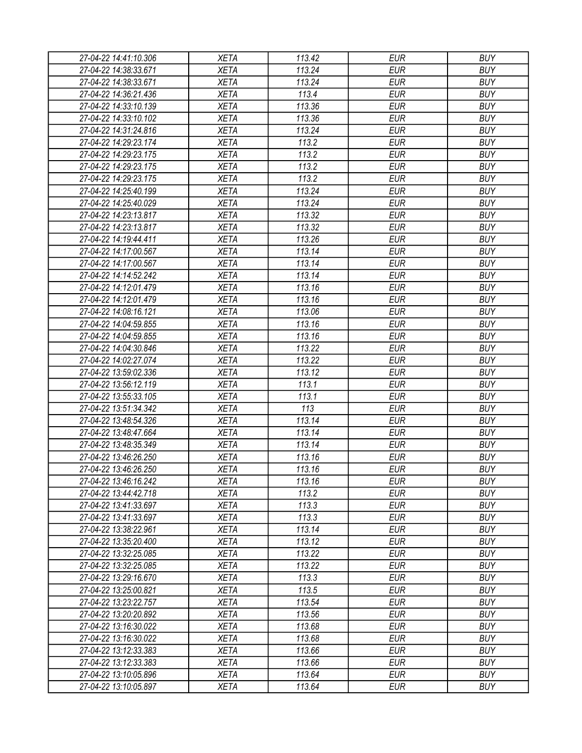| 27-04-22 14:41:10.306 | XETA | 113.42 | EUR | BUY |
|---|---|---|---|---|
| 27-04-22 14:38:33.671 | XETA | 113.24 | EUR | BUY |
| 27-04-22 14:38:33.671 | XETA | 113.24 | EUR | BUY |
| 27-04-22 14:36:21.436 | XETA | 113.4 | EUR | BUY |
| 27-04-22 14:33:10.139 | XETA | 113.36 | EUR | BUY |
| 27-04-22 14:33:10.102 | XETA | 113.36 | EUR | BUY |
| 27-04-22 14:31:24.816 | XETA | 113.24 | EUR | BUY |
| 27-04-22 14:29:23.174 | XETA | 113.2 | EUR | BUY |
| 27-04-22 14:29:23.175 | XETA | 113.2 | EUR | BUY |
| 27-04-22 14:29:23.175 | XETA | 113.2 | EUR | BUY |
| 27-04-22 14:29:23.175 | XETA | 113.2 | EUR | BUY |
| 27-04-22 14:25:40.199 | XETA | 113.24 | EUR | BUY |
| 27-04-22 14:25:40.029 | XETA | 113.24 | EUR | BUY |
| 27-04-22 14:23:13.817 | XETA | 113.32 | EUR | BUY |
| 27-04-22 14:23:13.817 | XETA | 113.32 | EUR | BUY |
| 27-04-22 14:19:44.411 | XETA | 113.26 | EUR | BUY |
| 27-04-22 14:17:00.567 | XETA | 113.14 | EUR | BUY |
| 27-04-22 14:17:00.567 | XETA | 113.14 | EUR | BUY |
| 27-04-22 14:14:52.242 | XETA | 113.14 | EUR | BUY |
| 27-04-22 14:12:01.479 | XETA | 113.16 | EUR | BUY |
| 27-04-22 14:12:01.479 | XETA | 113.16 | EUR | BUY |
| 27-04-22 14:08:16.121 | XETA | 113.06 | EUR | BUY |
| 27-04-22 14:04:59.855 | XETA | 113.16 | EUR | BUY |
| 27-04-22 14:04:59.855 | XETA | 113.16 | EUR | BUY |
| 27-04-22 14:04:30.846 | XETA | 113.22 | EUR | BUY |
| 27-04-22 14:02:27.074 | XETA | 113.22 | EUR | BUY |
| 27-04-22 13:59:02.336 | XETA | 113.12 | EUR | BUY |
| 27-04-22 13:56:12.119 | XETA | 113.1 | EUR | BUY |
| 27-04-22 13:55:33.105 | XETA | 113.1 | EUR | BUY |
| 27-04-22 13:51:34.342 | XETA | 113 | EUR | BUY |
| 27-04-22 13:48:54.326 | XETA | 113.14 | EUR | BUY |
| 27-04-22 13:48:47.664 | XETA | 113.14 | EUR | BUY |
| 27-04-22 13:48:35.349 | XETA | 113.14 | EUR | BUY |
| 27-04-22 13:46:26.250 | XETA | 113.16 | EUR | BUY |
| 27-04-22 13:46:26.250 | XETA | 113.16 | EUR | BUY |
| 27-04-22 13:46:16.242 | XETA | 113.16 | EUR | BUY |
| 27-04-22 13:44:42.718 | XETA | 113.2 | EUR | BUY |
| 27-04-22 13:41:33.697 | XETA | 113.3 | EUR | BUY |
| 27-04-22 13:41:33.697 | XETA | 113.3 | EUR | BUY |
| 27-04-22 13:38:22.961 | XETA | 113.14 | EUR | BUY |
| 27-04-22 13:35:20.400 | XETA | 113.12 | EUR | BUY |
| 27-04-22 13:32:25.085 | XETA | 113.22 | EUR | BUY |
| 27-04-22 13:32:25.085 | XETA | 113.22 | EUR | BUY |
| 27-04-22 13:29:16.670 | XETA | 113.3 | EUR | BUY |
| 27-04-22 13:25:00.821 | XETA | 113.5 | EUR | BUY |
| 27-04-22 13:23:22.757 | XETA | 113.54 | EUR | BUY |
| 27-04-22 13:20:20.892 | XETA | 113.56 | EUR | BUY |
| 27-04-22 13:16:30.022 | XETA | 113.68 | EUR | BUY |
| 27-04-22 13:16:30.022 | XETA | 113.68 | EUR | BUY |
| 27-04-22 13:12:33.383 | XETA | 113.66 | EUR | BUY |
| 27-04-22 13:12:33.383 | XETA | 113.66 | EUR | BUY |
| 27-04-22 13:10:05.896 | XETA | 113.64 | EUR | BUY |
| 27-04-22 13:10:05.897 | XETA | 113.64 | EUR | BUY |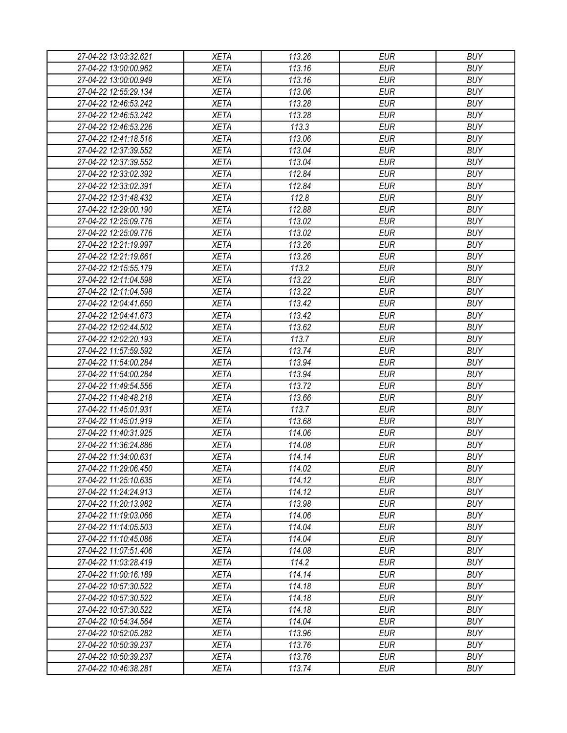| | | | | |
|---|---|---|---|---|
| 27-04-22 13:03:32.621 | XETA | 113.26 | EUR | BUY |
| 27-04-22 13:00:00.962 | XETA | 113.16 | EUR | BUY |
| 27-04-22 13:00:00.949 | XETA | 113.16 | EUR | BUY |
| 27-04-22 12:55:29.134 | XETA | 113.06 | EUR | BUY |
| 27-04-22 12:46:53.242 | XETA | 113.28 | EUR | BUY |
| 27-04-22 12:46:53.242 | XETA | 113.28 | EUR | BUY |
| 27-04-22 12:46:53.226 | XETA | 113.3 | EUR | BUY |
| 27-04-22 12:41:18.516 | XETA | 113.06 | EUR | BUY |
| 27-04-22 12:37:39.552 | XETA | 113.04 | EUR | BUY |
| 27-04-22 12:37:39.552 | XETA | 113.04 | EUR | BUY |
| 27-04-22 12:33:02.392 | XETA | 112.84 | EUR | BUY |
| 27-04-22 12:33:02.391 | XETA | 112.84 | EUR | BUY |
| 27-04-22 12:31:48.432 | XETA | 112.8 | EUR | BUY |
| 27-04-22 12:29:00.190 | XETA | 112.88 | EUR | BUY |
| 27-04-22 12:25:09.776 | XETA | 113.02 | EUR | BUY |
| 27-04-22 12:25:09.776 | XETA | 113.02 | EUR | BUY |
| 27-04-22 12:21:19.997 | XETA | 113.26 | EUR | BUY |
| 27-04-22 12:21:19.661 | XETA | 113.26 | EUR | BUY |
| 27-04-22 12:15:55.179 | XETA | 113.2 | EUR | BUY |
| 27-04-22 12:11:04.598 | XETA | 113.22 | EUR | BUY |
| 27-04-22 12:11:04.598 | XETA | 113.22 | EUR | BUY |
| 27-04-22 12:04:41.650 | XETA | 113.42 | EUR | BUY |
| 27-04-22 12:04:41.673 | XETA | 113.42 | EUR | BUY |
| 27-04-22 12:02:44.502 | XETA | 113.62 | EUR | BUY |
| 27-04-22 12:02:20.193 | XETA | 113.7 | EUR | BUY |
| 27-04-22 11:57:59.592 | XETA | 113.74 | EUR | BUY |
| 27-04-22 11:54:00.284 | XETA | 113.94 | EUR | BUY |
| 27-04-22 11:54:00.284 | XETA | 113.94 | EUR | BUY |
| 27-04-22 11:49:54.556 | XETA | 113.72 | EUR | BUY |
| 27-04-22 11:48:48.218 | XETA | 113.66 | EUR | BUY |
| 27-04-22 11:45:01.931 | XETA | 113.7 | EUR | BUY |
| 27-04-22 11:45:01.919 | XETA | 113.68 | EUR | BUY |
| 27-04-22 11:40:31.925 | XETA | 114.06 | EUR | BUY |
| 27-04-22 11:36:24.886 | XETA | 114.08 | EUR | BUY |
| 27-04-22 11:34:00.631 | XETA | 114.14 | EUR | BUY |
| 27-04-22 11:29:06.450 | XETA | 114.02 | EUR | BUY |
| 27-04-22 11:25:10.635 | XETA | 114.12 | EUR | BUY |
| 27-04-22 11:24:24.913 | XETA | 114.12 | EUR | BUY |
| 27-04-22 11:20:13.982 | XETA | 113.98 | EUR | BUY |
| 27-04-22 11:19:03.066 | XETA | 114.06 | EUR | BUY |
| 27-04-22 11:14:05.503 | XETA | 114.04 | EUR | BUY |
| 27-04-22 11:10:45.086 | XETA | 114.04 | EUR | BUY |
| 27-04-22 11:07:51.406 | XETA | 114.08 | EUR | BUY |
| 27-04-22 11:03:28.419 | XETA | 114.2 | EUR | BUY |
| 27-04-22 11:00:16.189 | XETA | 114.14 | EUR | BUY |
| 27-04-22 10:57:30.522 | XETA | 114.18 | EUR | BUY |
| 27-04-22 10:57:30.522 | XETA | 114.18 | EUR | BUY |
| 27-04-22 10:57:30.522 | XETA | 114.18 | EUR | BUY |
| 27-04-22 10:54:34.564 | XETA | 114.04 | EUR | BUY |
| 27-04-22 10:52:05.282 | XETA | 113.96 | EUR | BUY |
| 27-04-22 10:50:39.237 | XETA | 113.76 | EUR | BUY |
| 27-04-22 10:50:39.237 | XETA | 113.76 | EUR | BUY |
| 27-04-22 10:46:38.281 | XETA | 113.74 | EUR | BUY |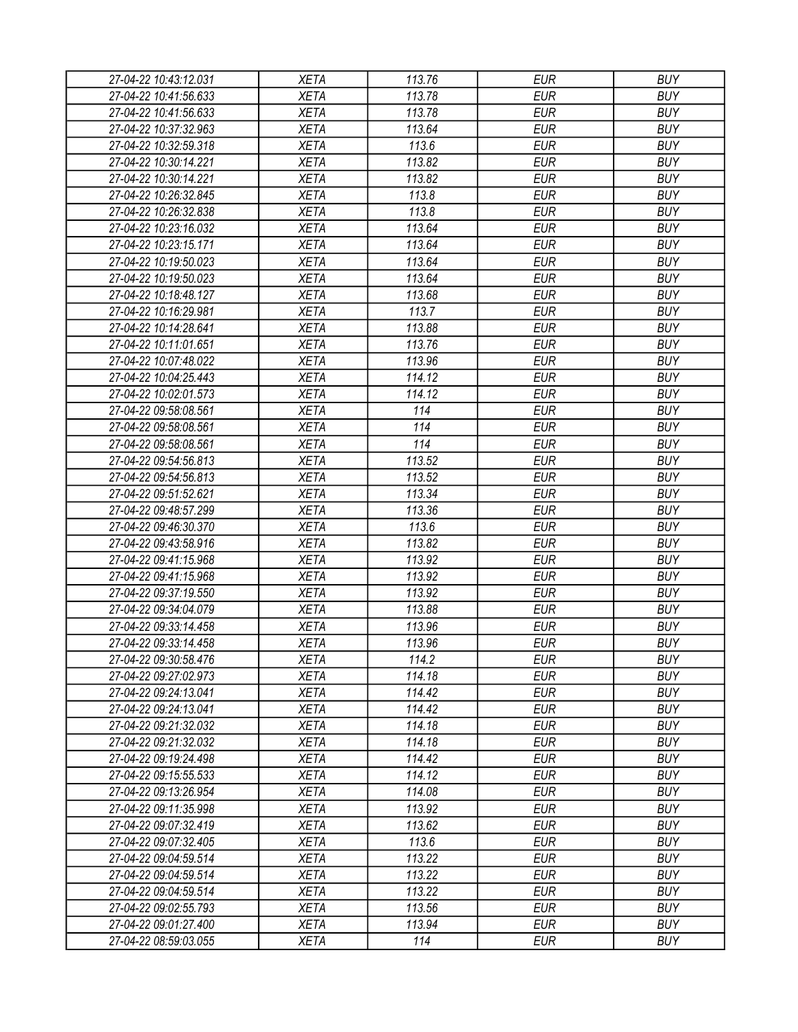| 27-04-22 10:43:12.031 | XETA | 113.76 | EUR | BUY |
|---|---|---|---|---|
| 27-04-22 10:41:56.633 | XETA | 113.78 | EUR | BUY |
| 27-04-22 10:41:56.633 | XETA | 113.78 | EUR | BUY |
| 27-04-22 10:37:32.963 | XETA | 113.64 | EUR | BUY |
| 27-04-22 10:32:59.318 | XETA | 113.6 | EUR | BUY |
| 27-04-22 10:30:14.221 | XETA | 113.82 | EUR | BUY |
| 27-04-22 10:30:14.221 | XETA | 113.82 | EUR | BUY |
| 27-04-22 10:26:32.845 | XETA | 113.8 | EUR | BUY |
| 27-04-22 10:26:32.838 | XETA | 113.8 | EUR | BUY |
| 27-04-22 10:23:16.032 | XETA | 113.64 | EUR | BUY |
| 27-04-22 10:23:15.171 | XETA | 113.64 | EUR | BUY |
| 27-04-22 10:19:50.023 | XETA | 113.64 | EUR | BUY |
| 27-04-22 10:19:50.023 | XETA | 113.64 | EUR | BUY |
| 27-04-22 10:18:48.127 | XETA | 113.68 | EUR | BUY |
| 27-04-22 10:16:29.981 | XETA | 113.7 | EUR | BUY |
| 27-04-22 10:14:28.641 | XETA | 113.88 | EUR | BUY |
| 27-04-22 10:11:01.651 | XETA | 113.76 | EUR | BUY |
| 27-04-22 10:07:48.022 | XETA | 113.96 | EUR | BUY |
| 27-04-22 10:04:25.443 | XETA | 114.12 | EUR | BUY |
| 27-04-22 10:02:01.573 | XETA | 114.12 | EUR | BUY |
| 27-04-22 09:58:08.561 | XETA | 114 | EUR | BUY |
| 27-04-22 09:58:08.561 | XETA | 114 | EUR | BUY |
| 27-04-22 09:58:08.561 | XETA | 114 | EUR | BUY |
| 27-04-22 09:54:56.813 | XETA | 113.52 | EUR | BUY |
| 27-04-22 09:54:56.813 | XETA | 113.52 | EUR | BUY |
| 27-04-22 09:51:52.621 | XETA | 113.34 | EUR | BUY |
| 27-04-22 09:48:57.299 | XETA | 113.36 | EUR | BUY |
| 27-04-22 09:46:30.370 | XETA | 113.6 | EUR | BUY |
| 27-04-22 09:43:58.916 | XETA | 113.82 | EUR | BUY |
| 27-04-22 09:41:15.968 | XETA | 113.92 | EUR | BUY |
| 27-04-22 09:41:15.968 | XETA | 113.92 | EUR | BUY |
| 27-04-22 09:37:19.550 | XETA | 113.92 | EUR | BUY |
| 27-04-22 09:34:04.079 | XETA | 113.88 | EUR | BUY |
| 27-04-22 09:33:14.458 | XETA | 113.96 | EUR | BUY |
| 27-04-22 09:33:14.458 | XETA | 113.96 | EUR | BUY |
| 27-04-22 09:30:58.476 | XETA | 114.2 | EUR | BUY |
| 27-04-22 09:27:02.973 | XETA | 114.18 | EUR | BUY |
| 27-04-22 09:24:13.041 | XETA | 114.42 | EUR | BUY |
| 27-04-22 09:24:13.041 | XETA | 114.42 | EUR | BUY |
| 27-04-22 09:21:32.032 | XETA | 114.18 | EUR | BUY |
| 27-04-22 09:21:32.032 | XETA | 114.18 | EUR | BUY |
| 27-04-22 09:19:24.498 | XETA | 114.42 | EUR | BUY |
| 27-04-22 09:15:55.533 | XETA | 114.12 | EUR | BUY |
| 27-04-22 09:13:26.954 | XETA | 114.08 | EUR | BUY |
| 27-04-22 09:11:35.998 | XETA | 113.92 | EUR | BUY |
| 27-04-22 09:07:32.419 | XETA | 113.62 | EUR | BUY |
| 27-04-22 09:07:32.405 | XETA | 113.6 | EUR | BUY |
| 27-04-22 09:04:59.514 | XETA | 113.22 | EUR | BUY |
| 27-04-22 09:04:59.514 | XETA | 113.22 | EUR | BUY |
| 27-04-22 09:04:59.514 | XETA | 113.22 | EUR | BUY |
| 27-04-22 09:02:55.793 | XETA | 113.56 | EUR | BUY |
| 27-04-22 09:01:27.400 | XETA | 113.94 | EUR | BUY |
| 27-04-22 08:59:03.055 | XETA | 114 | EUR | BUY |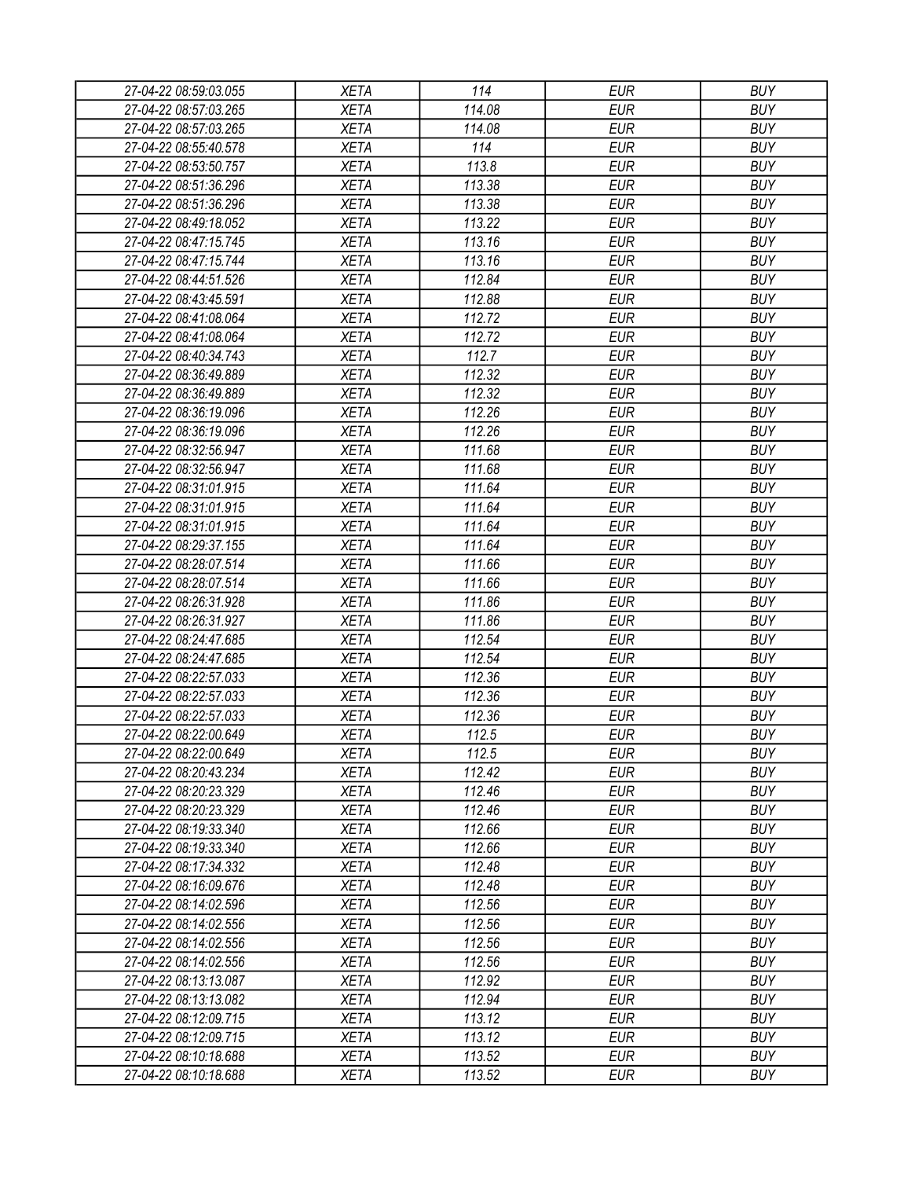| 27-04-22 08:59:03.055 | XETA | 114 | EUR | BUY |
|---|---|---|---|---|
| 27-04-22 08:57:03.265 | XETA | 114.08 | EUR | BUY |
| 27-04-22 08:57:03.265 | XETA | 114.08 | EUR | BUY |
| 27-04-22 08:55:40.578 | XETA | 114 | EUR | BUY |
| 27-04-22 08:53:50.757 | XETA | 113.8 | EUR | BUY |
| 27-04-22 08:51:36.296 | XETA | 113.38 | EUR | BUY |
| 27-04-22 08:51:36.296 | XETA | 113.38 | EUR | BUY |
| 27-04-22 08:49:18.052 | XETA | 113.22 | EUR | BUY |
| 27-04-22 08:47:15.745 | XETA | 113.16 | EUR | BUY |
| 27-04-22 08:47:15.744 | XETA | 113.16 | EUR | BUY |
| 27-04-22 08:44:51.526 | XETA | 112.84 | EUR | BUY |
| 27-04-22 08:43:45.591 | XETA | 112.88 | EUR | BUY |
| 27-04-22 08:41:08.064 | XETA | 112.72 | EUR | BUY |
| 27-04-22 08:41:08.064 | XETA | 112.72 | EUR | BUY |
| 27-04-22 08:40:34.743 | XETA | 112.7 | EUR | BUY |
| 27-04-22 08:36:49.889 | XETA | 112.32 | EUR | BUY |
| 27-04-22 08:36:49.889 | XETA | 112.32 | EUR | BUY |
| 27-04-22 08:36:19.096 | XETA | 112.26 | EUR | BUY |
| 27-04-22 08:36:19.096 | XETA | 112.26 | EUR | BUY |
| 27-04-22 08:32:56.947 | XETA | 111.68 | EUR | BUY |
| 27-04-22 08:32:56.947 | XETA | 111.68 | EUR | BUY |
| 27-04-22 08:31:01.915 | XETA | 111.64 | EUR | BUY |
| 27-04-22 08:31:01.915 | XETA | 111.64 | EUR | BUY |
| 27-04-22 08:31:01.915 | XETA | 111.64 | EUR | BUY |
| 27-04-22 08:29:37.155 | XETA | 111.64 | EUR | BUY |
| 27-04-22 08:28:07.514 | XETA | 111.66 | EUR | BUY |
| 27-04-22 08:28:07.514 | XETA | 111.66 | EUR | BUY |
| 27-04-22 08:26:31.928 | XETA | 111.86 | EUR | BUY |
| 27-04-22 08:26:31.927 | XETA | 111.86 | EUR | BUY |
| 27-04-22 08:24:47.685 | XETA | 112.54 | EUR | BUY |
| 27-04-22 08:24:47.685 | XETA | 112.54 | EUR | BUY |
| 27-04-22 08:22:57.033 | XETA | 112.36 | EUR | BUY |
| 27-04-22 08:22:57.033 | XETA | 112.36 | EUR | BUY |
| 27-04-22 08:22:57.033 | XETA | 112.36 | EUR | BUY |
| 27-04-22 08:22:00.649 | XETA | 112.5 | EUR | BUY |
| 27-04-22 08:22:00.649 | XETA | 112.5 | EUR | BUY |
| 27-04-22 08:20:43.234 | XETA | 112.42 | EUR | BUY |
| 27-04-22 08:20:23.329 | XETA | 112.46 | EUR | BUY |
| 27-04-22 08:20:23.329 | XETA | 112.46 | EUR | BUY |
| 27-04-22 08:19:33.340 | XETA | 112.66 | EUR | BUY |
| 27-04-22 08:19:33.340 | XETA | 112.66 | EUR | BUY |
| 27-04-22 08:17:34.332 | XETA | 112.48 | EUR | BUY |
| 27-04-22 08:16:09.676 | XETA | 112.48 | EUR | BUY |
| 27-04-22 08:14:02.596 | XETA | 112.56 | EUR | BUY |
| 27-04-22 08:14:02.556 | XETA | 112.56 | EUR | BUY |
| 27-04-22 08:14:02.556 | XETA | 112.56 | EUR | BUY |
| 27-04-22 08:14:02.556 | XETA | 112.56 | EUR | BUY |
| 27-04-22 08:13:13.087 | XETA | 112.92 | EUR | BUY |
| 27-04-22 08:13:13.082 | XETA | 112.94 | EUR | BUY |
| 27-04-22 08:12:09.715 | XETA | 113.12 | EUR | BUY |
| 27-04-22 08:12:09.715 | XETA | 113.12 | EUR | BUY |
| 27-04-22 08:10:18.688 | XETA | 113.52 | EUR | BUY |
| 27-04-22 08:10:18.688 | XETA | 113.52 | EUR | BUY |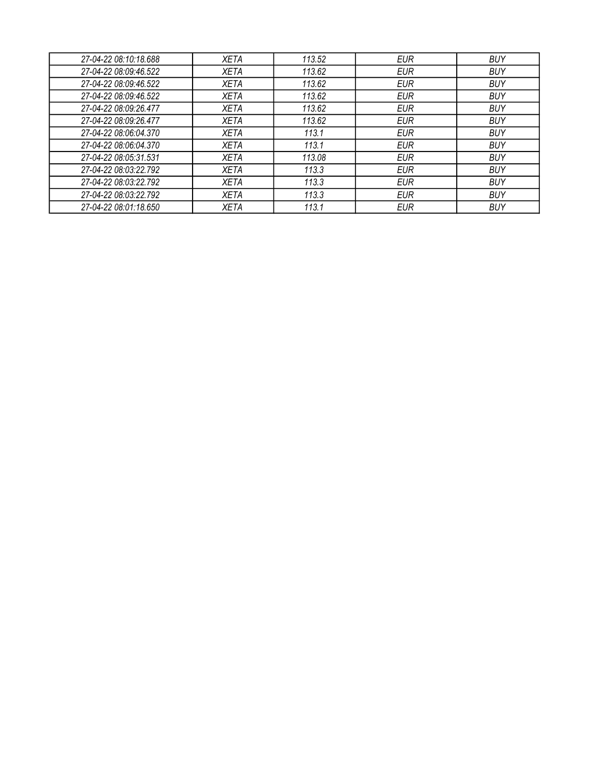| | | | | |
|---|---|---|---|---|
| *27-04-22 08:10:18.688* | *XETA* | *113.52* | *EUR* | *BUY* |
| *27-04-22 08:09:46.522* | *XETA* | *113.62* | *EUR* | *BUY* |
| *27-04-22 08:09:46.522* | *XETA* | *113.62* | *EUR* | *BUY* |
| *27-04-22 08:09:46.522* | *XETA* | *113.62* | *EUR* | *BUY* |
| *27-04-22 08:09:26.477* | *XETA* | *113.62* | *EUR* | *BUY* |
| *27-04-22 08:09:26.477* | *XETA* | *113.62* | *EUR* | *BUY* |
| *27-04-22 08:06:04.370* | *XETA* | *113.1* | *EUR* | *BUY* |
| *27-04-22 08:06:04.370* | *XETA* | *113.1* | *EUR* | *BUY* |
| *27-04-22 08:05:31.531* | *XETA* | *113.08* | *EUR* | *BUY* |
| *27-04-22 08:03:22.792* | *XETA* | *113.3* | *EUR* | *BUY* |
| *27-04-22 08:03:22.792* | *XETA* | *113.3* | *EUR* | *BUY* |
| *27-04-22 08:03:22.792* | *XETA* | *113.3* | *EUR* | *BUY* |
| *27-04-22 08:01:18.650* | *XETA* | *113.1* | *EUR* | *BUY* |